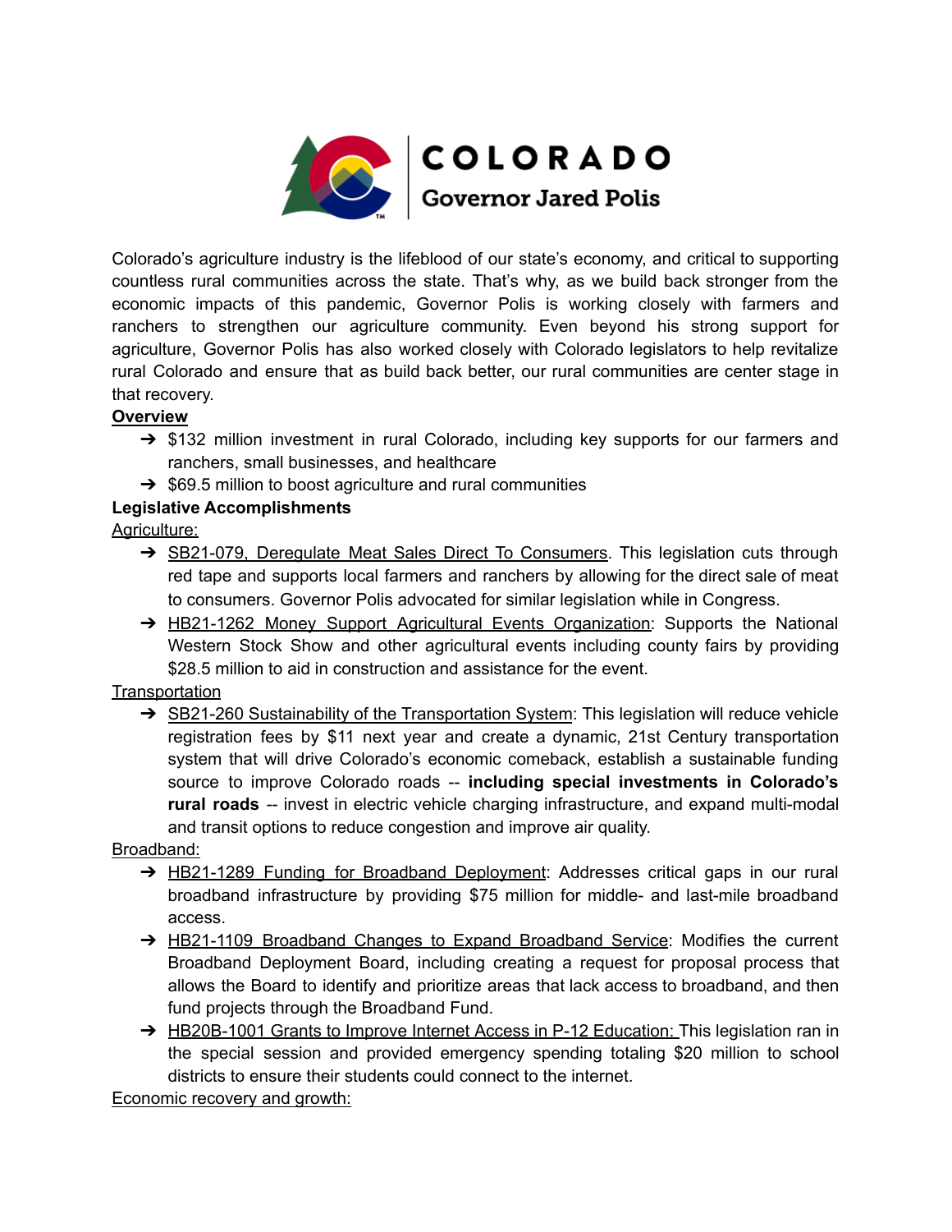# COLORADO

## Governor Jared Polis

Colorado's agriculture industry is the lifeblood of our state's economy, and critical to supporting countless rural communities across the state. That's why, as we build back stronger from the economic impacts of this pandemic, Governor Polis is working closely with farmers and ranchers to strengthen our agriculture community. Even beyond his strong support for agriculture, Governor Polis has also worked closely with Colorado legislators to help revitalize rural Colorado and ensure that as build back better, our rural communities are center stage in that recovery.

**Overview**

- $132 million investment in rural Colorado, including key supports for our farmers and ranchers, small businesses, and healthcare
- $69.5 million to boost agriculture and rural communities

**Legislative Accomplishments**

Agriculture:

- SB21-079, Deregulate Meat Sales Direct To Consumers. This legislation cuts through red tape and supports local farmers and ranchers by allowing for the direct sale of meat to consumers. Governor Polis advocated for similar legislation while in Congress.
- HB21-1262 Money Support Agricultural Events Organization: Supports the National Western Stock Show and other agricultural events including county fairs by providing $28.5 million to aid in construction and assistance for the event.

Transportation

- SB21-260 Sustainability of the Transportation System: This legislation will reduce vehicle registration fees by $11 next year and create a dynamic, 21st Century transportation system that will drive Colorado's economic comeback, establish a sustainable funding source to improve Colorado roads -- **including special investments in Colorado's rural roads** -- invest in electric vehicle charging infrastructure, and expand multi-modal and transit options to reduce congestion and improve air quality.

Broadband:

- HB21-1289 Funding for Broadband Deployment: Addresses critical gaps in our rural broadband infrastructure by providing $75 million for middle- and last-mile broadband access.
- HB21-1109 Broadband Changes to Expand Broadband Service: Modifies the current Broadband Deployment Board, including creating a request for proposal process that allows the Board to identify and prioritize areas that lack access to broadband, and then fund projects through the Broadband Fund.
- HB20B-1001 Grants to Improve Internet Access in P-12 Education: This legislation ran in the special session and provided emergency spending totaling $20 million to school districts to ensure their students could connect to the internet.

Economic recovery and growth: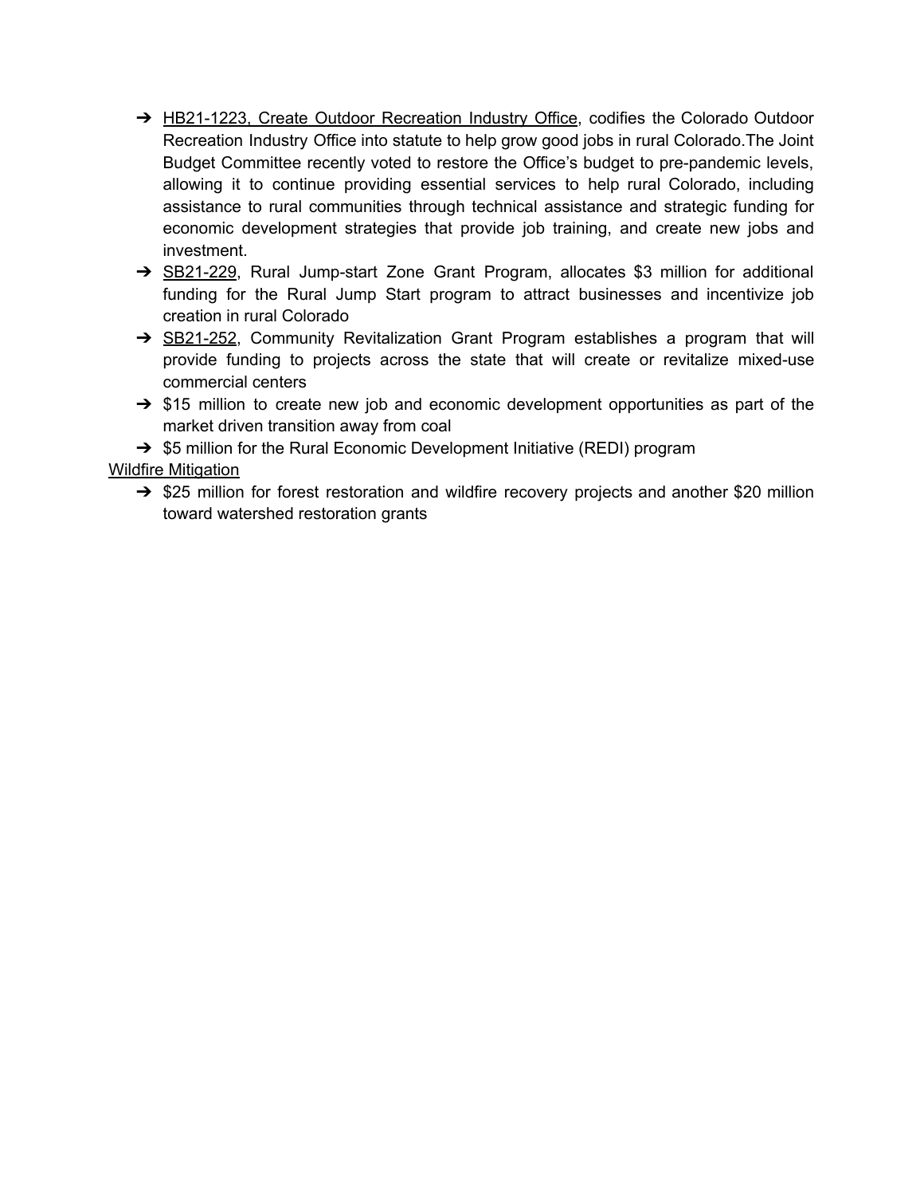- HB21-1223, Create Outdoor Recreation Industry Office, codifies the Colorado Outdoor Recreation Industry Office into statute to help grow good jobs in rural Colorado.The Joint Budget Committee recently voted to restore the Office's budget to pre-pandemic levels, allowing it to continue providing essential services to help rural Colorado, including assistance to rural communities through technical assistance and strategic funding for economic development strategies that provide job training, and create new jobs and investment.
- SB21-229, Rural Jump-start Zone Grant Program, allocates $3 million for additional funding for the Rural Jump Start program to attract businesses and incentivize job creation in rural Colorado
- SB21-252, Community Revitalization Grant Program establishes a program that will provide funding to projects across the state that will create or revitalize mixed-use commercial centers
- $15 million to create new job and economic development opportunities as part of the market driven transition away from coal
- $5 million for the Rural Economic Development Initiative (REDI) program

Wildfire Mitigation

- $25 million for forest restoration and wildfire recovery projects and another $20 million toward watershed restoration grants